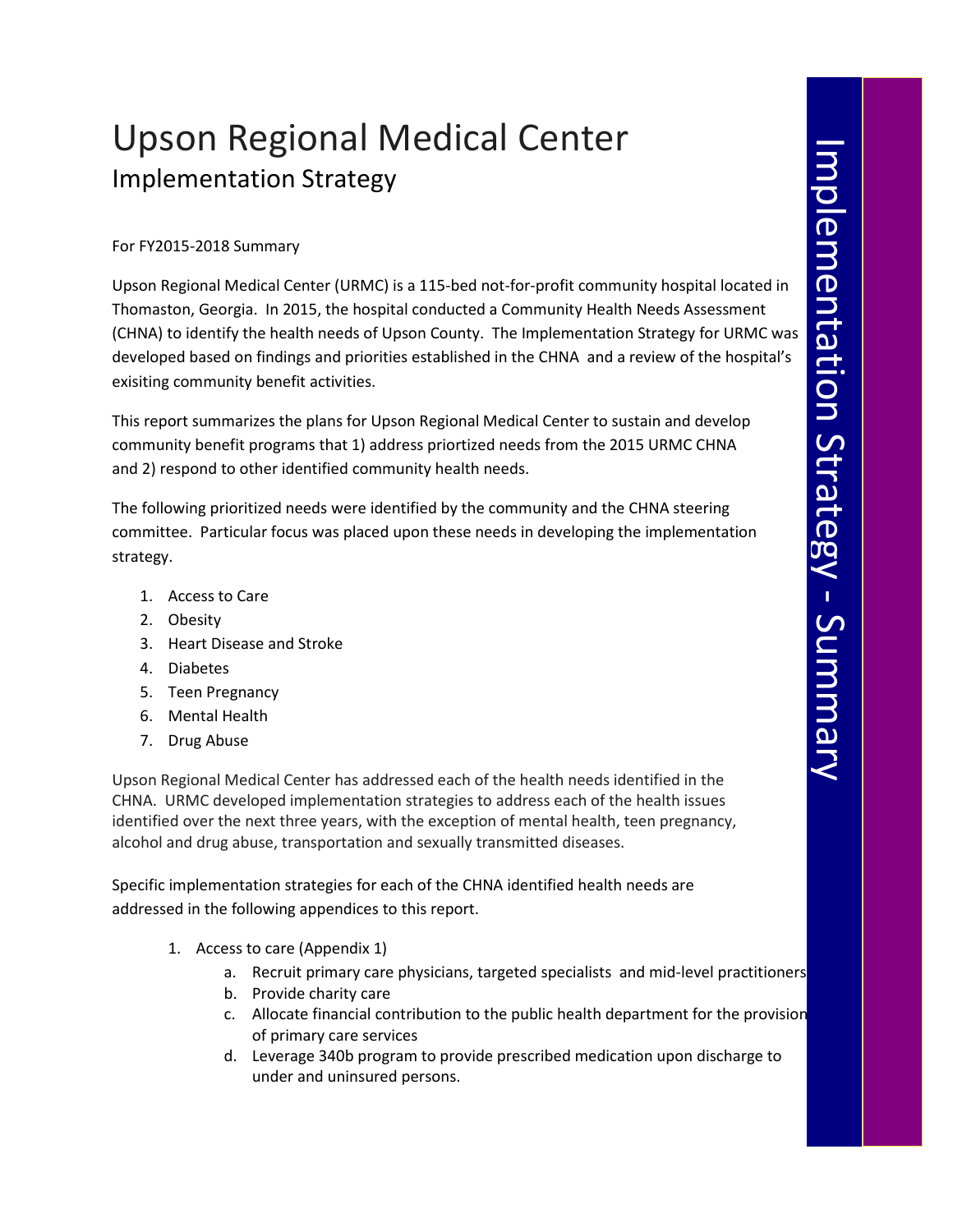# Upson Regional Medical Center

## Implementation Strategy

For FY2015-2018 Summary

Upson Regional Medical Center (URMC) is a 115-bed not-for-profit community hospital located in Thomaston, Georgia. In 2015, the hospital conducted a Community Health Needs Assessment (CHNA) to identify the health needs of Upson County. The Implementation Strategy for URMC was developed based on findings and priorities established in the CHNA and a review of the hospital's exisiting community benefit activities.

This report summarizes the plans for Upson Regional Medical Center to sustain and develop community benefit programs that 1) address priortized needs from the 2015 URMC CHNA and 2) respond to other identified community health needs.

The following prioritized needs were identified by the community and the CHNA steering committee. Particular focus was placed upon these needs in developing the implementation strategy.

1. Access to Care
2. Obesity
3. Heart Disease and Stroke
4. Diabetes
5. Teen Pregnancy
6. Mental Health
7. Drug Abuse

Upson Regional Medical Center has addressed each of the health needs identified in the CHNA. URMC developed implementation strategies to address each of the health issues identified over the next three years, with the exception of mental health, teen pregnancy, alcohol and drug abuse, transportation and sexually transmitted diseases.

Specific implementation strategies for each of the CHNA identified health needs are addressed in the following appendices to this report.

1. Access to care (Appendix 1)
   a. Recruit primary care physicians, targeted specialists and mid-level practitioners
   b. Provide charity care
   c. Allocate financial contribution to the public health department for the provision of primary care services
   d. Leverage 340b program to provide prescribed medication upon discharge to under and uninsured persons.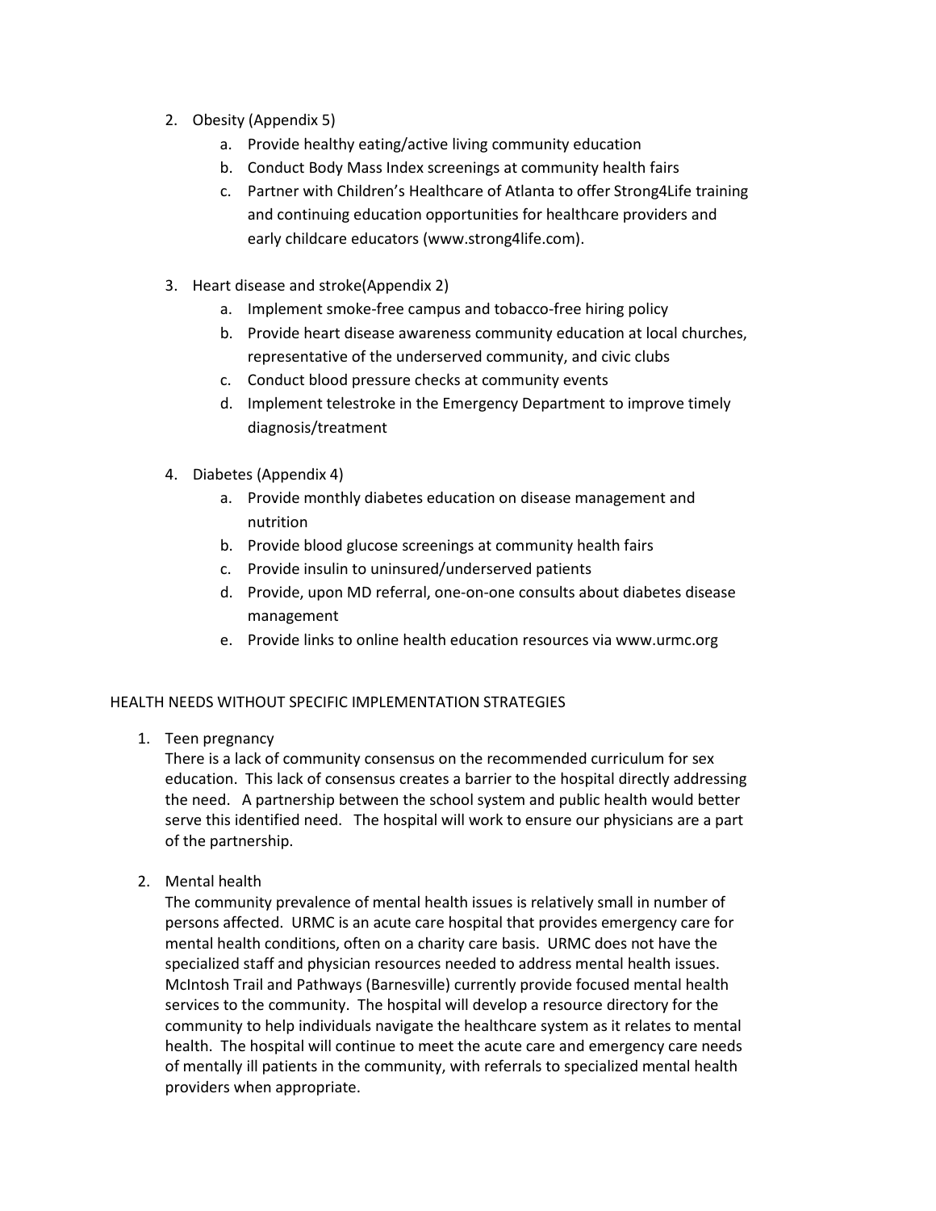2. Obesity (Appendix 5)
    a. Provide healthy eating/active living community education
    b. Conduct Body Mass Index screenings at community health fairs
    c. Partner with Children's Healthcare of Atlanta to offer Strong4Life training and continuing education opportunities for healthcare providers and early childcare educators (www.strong4life.com).

3. Heart disease and stroke(Appendix 2)
    a. Implement smoke-free campus and tobacco-free hiring policy
    b. Provide heart disease awareness community education at local churches, representative of the underserved community, and civic clubs
    c. Conduct blood pressure checks at community events
    d. Implement telestroke in the Emergency Department to improve timely diagnosis/treatment

4. Diabetes (Appendix 4)
    a. Provide monthly diabetes education on disease management and nutrition
    b. Provide blood glucose screenings at community health fairs
    c. Provide insulin to uninsured/underserved patients
    d. Provide, upon MD referral, one-on-one consults about diabetes disease management
    e. Provide links to online health education resources via www.urmc.org

HEALTH NEEDS WITHOUT SPECIFIC IMPLEMENTATION STRATEGIES

1. Teen pregnancy
   There is a lack of community consensus on the recommended curriculum for sex education. This lack of consensus creates a barrier to the hospital directly addressing the need. A partnership between the school system and public health would better serve this identified need. The hospital will work to ensure our physicians are a part of the partnership.

2. Mental health
   The community prevalence of mental health issues is relatively small in number of persons affected. URMC is an acute care hospital that provides emergency care for mental health conditions, often on a charity care basis. URMC does not have the specialized staff and physician resources needed to address mental health issues. McIntosh Trail and Pathways (Barnesville) currently provide focused mental health services to the community. The hospital will develop a resource directory for the community to help individuals navigate the healthcare system as it relates to mental health. The hospital will continue to meet the acute care and emergency care needs of mentally ill patients in the community, with referrals to specialized mental health providers when appropriate.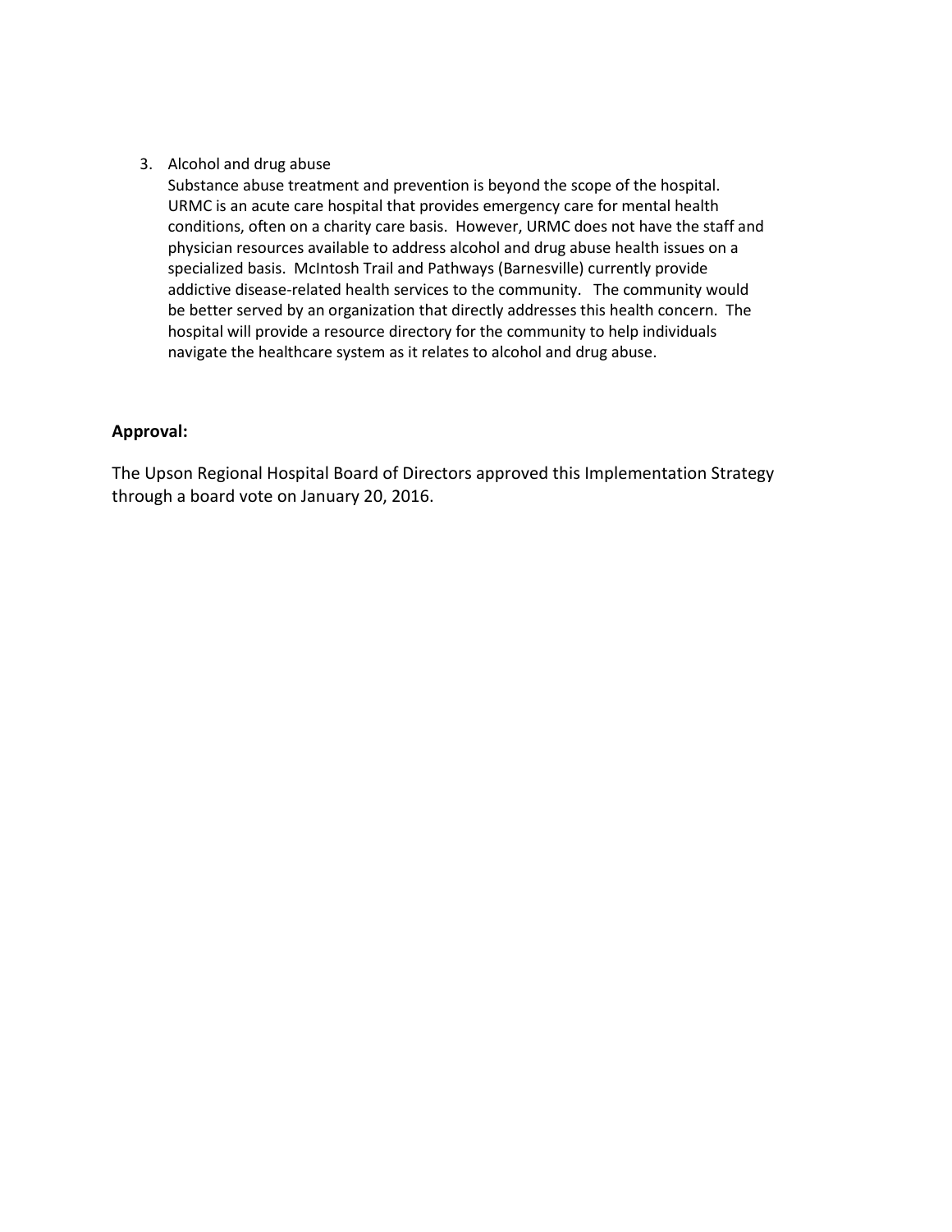3. Alcohol and drug abuse
   Substance abuse treatment and prevention is beyond the scope of the hospital. URMC is an acute care hospital that provides emergency care for mental health conditions, often on a charity care basis. However, URMC does not have the staff and physician resources available to address alcohol and drug abuse health issues on a specialized basis. McIntosh Trail and Pathways (Barnesville) currently provide addictive disease-related health services to the community. The community would be better served by an organization that directly addresses this health concern. The hospital will provide a resource directory for the community to help individuals navigate the healthcare system as it relates to alcohol and drug abuse.

**Approval:**

The Upson Regional Hospital Board of Directors approved this Implementation Strategy through a board vote on January 20, 2016.